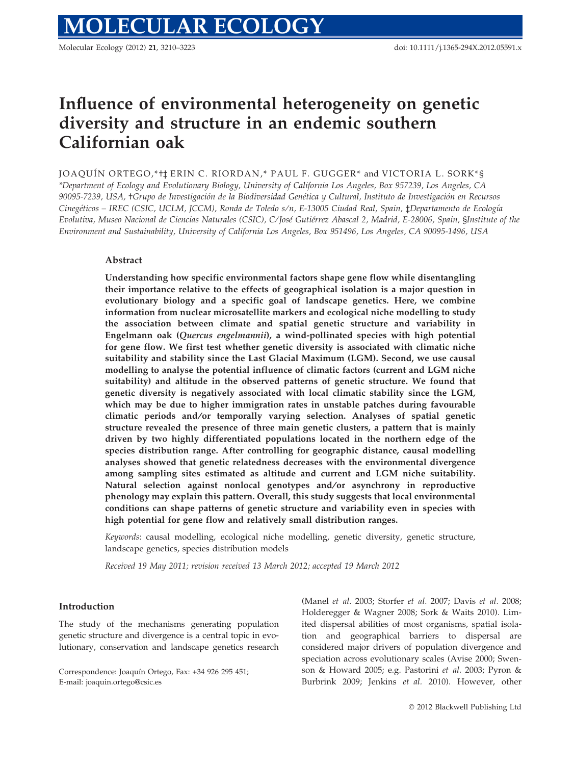# Influence of environmental heterogeneity on genetic diversity and structure in an endemic southern Californian oak

JOAQUÍN ORTEGO,*†‡ ERIN C. RIORDAN,* PAUL F. GUGGER* and VICTORIA L. SORK*§

*Department of Ecology and Evolutionary Biology, University of California Los Angeles, Box 957239, Los Angeles, CA 90095-7239, USA, †Grupo de Investigación de la Biodiversidad Genética y Cultural, Instituto de Investigación en Recursos Cinegéticos – IREC (CSIC, UCLM, JCCM), Ronda de Toledo s/n, E-13005 Ciudad Real, Spain, ‡Departamento de Ecología Evolutiva, Museo Nacional de Ciencias Naturales (CSIC), C/José Gutiérrez Abascal 2, Madrid, E-28006, Spain, §Institute of the Environment and Sustainability, University of California Los Angeles, Box 951496, Los Angeles, CA 90095-1496, USA

## Abstract

**Understanding how specific environmental factors shape gene flow while disentangling their importance relative to the effects of geographical isolation is a major question in evolutionary biology and a specific goal of landscape genetics. Here, we combine information from nuclear microsatellite markers and ecological niche modelling to study the association between climate and spatial genetic structure and variability in Engelmann oak (*Quercus engelmannii*), a wind-pollinated species with high potential for gene flow. We first test whether genetic diversity is associated with climatic niche suitability and stability since the Last Glacial Maximum (LGM). Second, we use causal modelling to analyse the potential influence of climatic factors (current and LGM niche suitability) and altitude in the observed patterns of genetic structure. We found that genetic diversity is negatively associated with local climatic stability since the LGM, which may be due to higher immigration rates in unstable patches during favourable climatic periods and/or temporally varying selection. Analyses of spatial genetic structure revealed the presence of three main genetic clusters, a pattern that is mainly driven by two highly differentiated populations located in the northern edge of the species distribution range. After controlling for geographic distance, causal modelling analyses showed that genetic relatedness decreases with the environmental divergence among sampling sites estimated as altitude and current and LGM niche suitability. Natural selection against nonlocal genotypes and/or asynchrony in reproductive phenology may explain this pattern. Overall, this study suggests that local environmental conditions can shape patterns of genetic structure and variability even in species with high potential for gene flow and relatively small distribution ranges.**

*Keywords*: causal modelling, ecological niche modelling, genetic diversity, genetic structure, landscape genetics, species distribution models

*Received 19 May 2011; revision received 13 March 2012; accepted 19 March 2012*

## Introduction

The study of the mechanisms generating population genetic structure and divergence is a central topic in evolutionary, conservation and landscape genetics research (Manel *et al.* 2003; Storfer *et al.* 2007; Davis *et al.* 2008; Holderegger & Wagner 2008; Sork & Waits 2010). Limited dispersal abilities of most organisms, spatial isolation and geographical barriers to dispersal are considered major drivers of population divergence and speciation across evolutionary scales (Avise 2000; Swenson & Howard 2005; e.g. Pastorini *et al.* 2003; Pyron & Burbrink 2009; Jenkins *et al.* 2010). However, other

Correspondence: Joaquín Ortego, Fax: +34 926 295 451; E-mail: joaquin.ortego@csic.es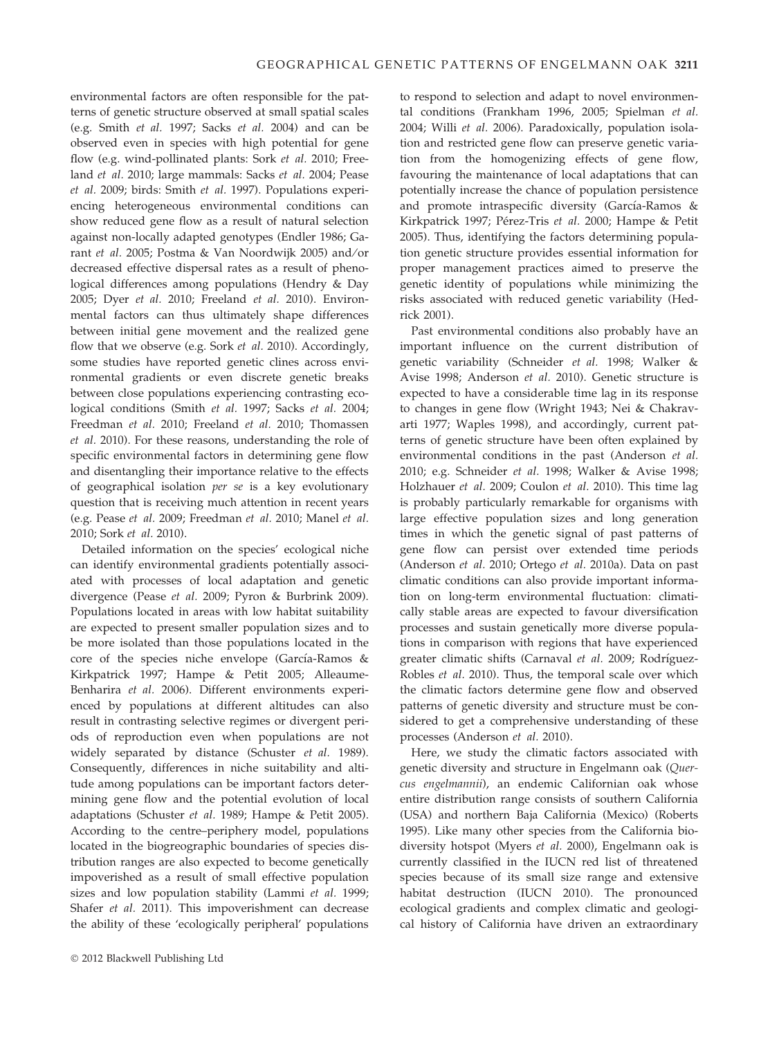environmental factors are often responsible for the patterns of genetic structure observed at small spatial scales (e.g. Smith *et al.* 1997; Sacks *et al.* 2004) and can be observed even in species with high potential for gene flow (e.g. wind-pollinated plants: Sork *et al.* 2010; Freeland *et al.* 2010; large mammals: Sacks *et al.* 2004; Pease *et al.* 2009; birds: Smith *et al.* 1997). Populations experiencing heterogeneous environmental conditions can show reduced gene flow as a result of natural selection against non-locally adapted genotypes (Endler 1986; Garant *et al.* 2005; Postma & Van Noordwijk 2005) and/or decreased effective dispersal rates as a result of phenological differences among populations (Hendry & Day 2005; Dyer *et al.* 2010; Freeland *et al.* 2010). Environmental factors can thus ultimately shape differences between initial gene movement and the realized gene flow that we observe (e.g. Sork *et al.* 2010). Accordingly, some studies have reported genetic clines across environmental gradients or even discrete genetic breaks between close populations experiencing contrasting ecological conditions (Smith *et al.* 1997; Sacks *et al.* 2004; Freedman *et al.* 2010; Freeland *et al.* 2010; Thomassen *et al.* 2010). For these reasons, understanding the role of specific environmental factors in determining gene flow and disentangling their importance relative to the effects of geographical isolation *per se* is a key evolutionary question that is receiving much attention in recent years (e.g. Pease *et al.* 2009; Freedman *et al.* 2010; Manel *et al.* 2010; Sork *et al.* 2010).

Detailed information on the species' ecological niche can identify environmental gradients potentially associated with processes of local adaptation and genetic divergence (Pease *et al.* 2009; Pyron & Burbrink 2009). Populations located in areas with low habitat suitability are expected to present smaller population sizes and to be more isolated than those populations located in the core of the species niche envelope (García-Ramos & Kirkpatrick 1997; Hampe & Petit 2005; Alleaume-Benharira *et al.* 2006). Different environments experienced by populations at different altitudes can also result in contrasting selective regimes or divergent periods of reproduction even when populations are not widely separated by distance (Schuster *et al.* 1989). Consequently, differences in niche suitability and altitude among populations can be important factors determining gene flow and the potential evolution of local adaptations (Schuster *et al.* 1989; Hampe & Petit 2005). According to the centre–periphery model, populations located in the biogreographic boundaries of species distribution ranges are also expected to become genetically impoverished as a result of small effective population sizes and low population stability (Lammi *et al.* 1999; Shafer *et al.* 2011). This impoverishment can decrease the ability of these 'ecologically peripheral' populations to respond to selection and adapt to novel environmental conditions (Frankham 1996, 2005; Spielman *et al.* 2004; Willi *et al.* 2006). Paradoxically, population isolation and restricted gene flow can preserve genetic variation from the homogenizing effects of gene flow, favouring the maintenance of local adaptations that can potentially increase the chance of population persistence and promote intraspecific diversity (García-Ramos & Kirkpatrick 1997; Pérez-Tris *et al.* 2000; Hampe & Petit 2005). Thus, identifying the factors determining population genetic structure provides essential information for proper management practices aimed to preserve the genetic identity of populations while minimizing the risks associated with reduced genetic variability (Hedrick 2001).

Past environmental conditions also probably have an important influence on the current distribution of genetic variability (Schneider *et al.* 1998; Walker & Avise 1998; Anderson *et al.* 2010). Genetic structure is expected to have a considerable time lag in its response to changes in gene flow (Wright 1943; Nei & Chakravarti 1977; Waples 1998), and accordingly, current patterns of genetic structure have been often explained by environmental conditions in the past (Anderson *et al.* 2010; e.g. Schneider *et al.* 1998; Walker & Avise 1998; Holzhauer *et al.* 2009; Coulon *et al.* 2010). This time lag is probably particularly remarkable for organisms with large effective population sizes and long generation times in which the genetic signal of past patterns of gene flow can persist over extended time periods (Anderson *et al.* 2010; Ortego *et al.* 2010a). Data on past climatic conditions can also provide important information on long-term environmental fluctuation: climatically stable areas are expected to favour diversification processes and sustain genetically more diverse populations in comparison with regions that have experienced greater climatic shifts (Carnaval *et al.* 2009; Rodríguez-Robles *et al.* 2010). Thus, the temporal scale over which the climatic factors determine gene flow and observed patterns of genetic diversity and structure must be considered to get a comprehensive understanding of these processes (Anderson *et al.* 2010).

Here, we study the climatic factors associated with genetic diversity and structure in Engelmann oak (*Quercus engelmannii*), an endemic Californian oak whose entire distribution range consists of southern California (USA) and northern Baja California (Mexico) (Roberts 1995). Like many other species from the California biodiversity hotspot (Myers *et al.* 2000), Engelmann oak is currently classified in the IUCN red list of threatened species because of its small size range and extensive habitat destruction (IUCN 2010). The pronounced ecological gradients and complex climatic and geological history of California have driven an extraordinary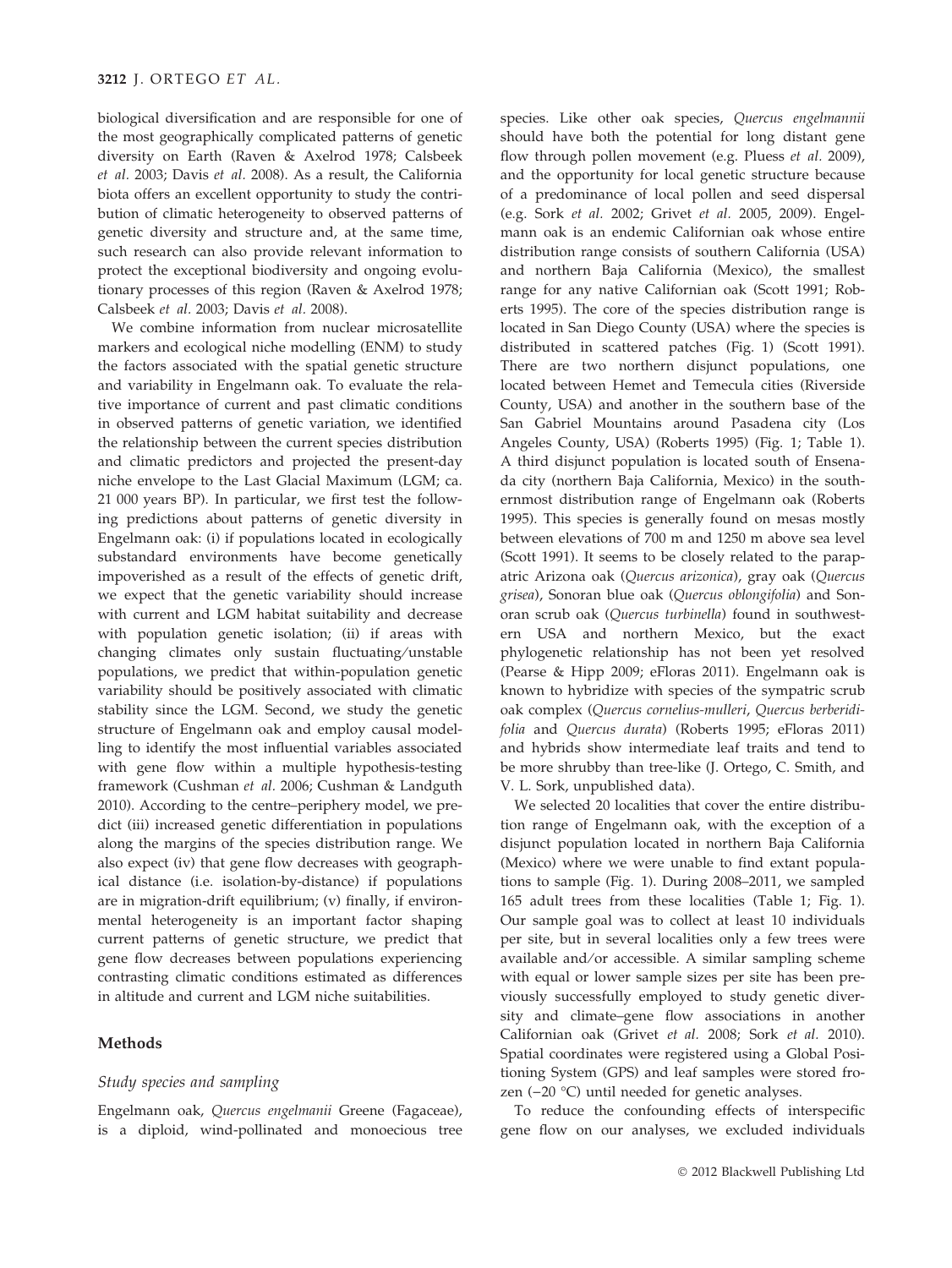biological diversification and are responsible for one of the most geographically complicated patterns of genetic diversity on Earth (Raven & Axelrod 1978; Calsbeek et al. 2003; Davis et al. 2008). As a result, the California biota offers an excellent opportunity to study the contribution of climatic heterogeneity to observed patterns of genetic diversity and structure and, at the same time, such research can also provide relevant information to protect the exceptional biodiversity and ongoing evolutionary processes of this region (Raven & Axelrod 1978; Calsbeek et al. 2003; Davis et al. 2008).

We combine information from nuclear microsatellite markers and ecological niche modelling (ENM) to study the factors associated with the spatial genetic structure and variability in Engelmann oak. To evaluate the relative importance of current and past climatic conditions in observed patterns of genetic variation, we identified the relationship between the current species distribution and climatic predictors and projected the present-day niche envelope to the Last Glacial Maximum (LGM; ca. 21 000 years BP). In particular, we first test the following predictions about patterns of genetic diversity in Engelmann oak: (i) if populations located in ecologically substandard environments have become genetically impoverished as a result of the effects of genetic drift, we expect that the genetic variability should increase with current and LGM habitat suitability and decrease with population genetic isolation; (ii) if areas with changing climates only sustain fluctuating/unstable populations, we predict that within-population genetic variability should be positively associated with climatic stability since the LGM. Second, we study the genetic structure of Engelmann oak and employ causal modelling to identify the most influential variables associated with gene flow within a multiple hypothesis-testing framework (Cushman et al. 2006; Cushman & Landguth 2010). According to the centre–periphery model, we predict (iii) increased genetic differentiation in populations along the margins of the species distribution range. We also expect (iv) that gene flow decreases with geographical distance (i.e. isolation-by-distance) if populations are in migration-drift equilibrium; (v) finally, if environmental heterogeneity is an important factor shaping current patterns of genetic structure, we predict that gene flow decreases between populations experiencing contrasting climatic conditions estimated as differences in altitude and current and LGM niche suitabilities.

## Methods

### Study species and sampling

Engelmann oak, *Quercus engelmanii* Greene (Fagaceae), is a diploid, wind-pollinated and monoecious tree species. Like other oak species, *Quercus engelmannii* should have both the potential for long distant gene flow through pollen movement (e.g. Pluess et al. 2009), and the opportunity for local genetic structure because of a predominance of local pollen and seed dispersal (e.g. Sork et al. 2002; Grivet et al. 2005, 2009). Engelmann oak is an endemic Californian oak whose entire distribution range consists of southern California (USA) and northern Baja California (Mexico), the smallest range for any native Californian oak (Scott 1991; Roberts 1995). The core of the species distribution range is located in San Diego County (USA) where the species is distributed in scattered patches (Fig. 1) (Scott 1991). There are two northern disjunct populations, one located between Hemet and Temecula cities (Riverside County, USA) and another in the southern base of the San Gabriel Mountains around Pasadena city (Los Angeles County, USA) (Roberts 1995) (Fig. 1; Table 1). A third disjunct population is located south of Ensenada city (northern Baja California, Mexico) in the southernmost distribution range of Engelmann oak (Roberts 1995). This species is generally found on mesas mostly between elevations of 700 m and 1250 m above sea level (Scott 1991). It seems to be closely related to the parapatric Arizona oak (*Quercus arizonica*), gray oak (*Quercus grisea*), Sonoran blue oak (*Quercus oblongifolia*) and Sonoran scrub oak (*Quercus turbinella*) found in southwestern USA and northern Mexico, but the exact phylogenetic relationship has not been yet resolved (Pearse & Hipp 2009; eFloras 2011). Engelmann oak is known to hybridize with species of the sympatric scrub oak complex (*Quercus cornelius-mulleri*, *Quercus berberidifolia* and *Quercus durata*) (Roberts 1995; eFloras 2011) and hybrids show intermediate leaf traits and tend to be more shrubby than tree-like (J. Ortego, C. Smith, and V. L. Sork, unpublished data).

We selected 20 localities that cover the entire distribution range of Engelmann oak, with the exception of a disjunct population located in northern Baja California (Mexico) where we were unable to find extant populations to sample (Fig. 1). During 2008–2011, we sampled 165 adult trees from these localities (Table 1; Fig. 1). Our sample goal was to collect at least 10 individuals per site, but in several localities only a few trees were available and/or accessible. A similar sampling scheme with equal or lower sample sizes per site has been previously successfully employed to study genetic diversity and climate–gene flow associations in another Californian oak (Grivet et al. 2008; Sork et al. 2010). Spatial coordinates were registered using a Global Positioning System (GPS) and leaf samples were stored frozen (−20 °C) until needed for genetic analyses.

To reduce the confounding effects of interspecific gene flow on our analyses, we excluded individuals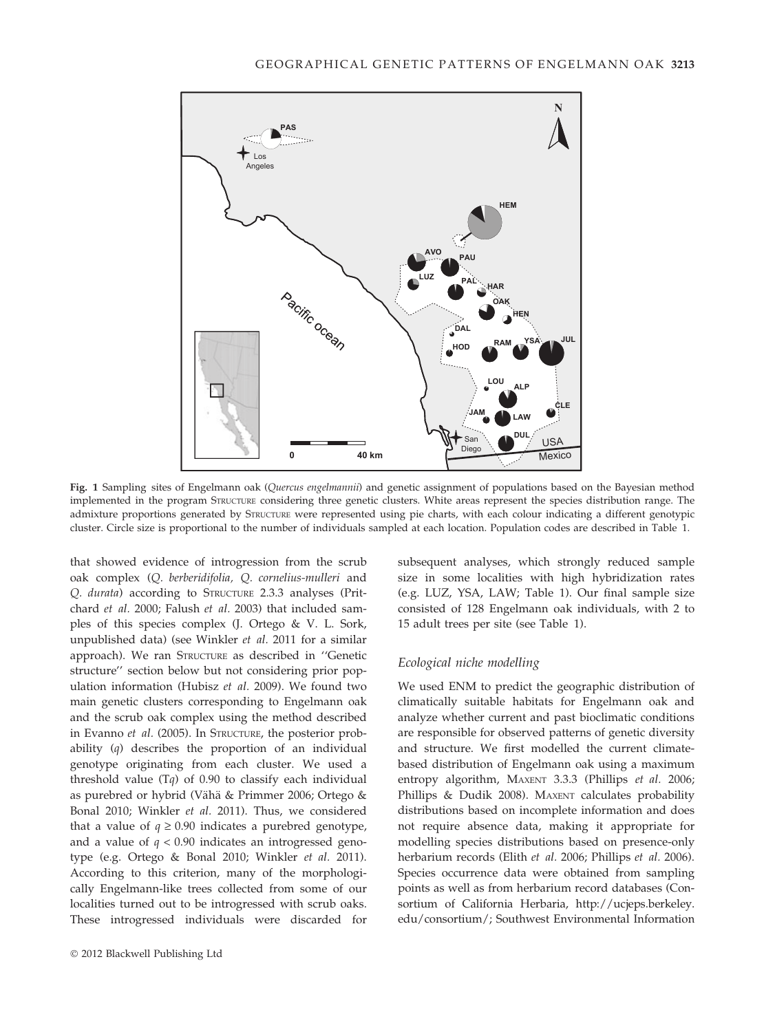**Fig. 1** Sampling sites of Engelmann oak (*Quercus engelmannii*) and genetic assignment of populations based on the Bayesian method implemented in the program STRUCTURE considering three genetic clusters. White areas represent the species distribution range. The admixture proportions generated by STRUCTURE were represented using pie charts, with each colour indicating a different genotypic cluster. Circle size is proportional to the number of individuals sampled at each location. Population codes are described in Table 1.

that showed evidence of introgression from the scrub oak complex (*Q. berberidifolia*, *Q. cornelius-mulleri* and *Q. durata*) according to STRUCTURE 2.3.3 analyses (Pritchard *et al.* 2000; Falush *et al.* 2003) that included samples of this species complex (J. Ortego & V. L. Sork, unpublished data) (see Winkler *et al.* 2011 for a similar approach). We ran STRUCTURE as described in ''Genetic structure'' section below but not considering prior population information (Hubisz *et al.* 2009). We found two main genetic clusters corresponding to Engelmann oak and the scrub oak complex using the method described in Evanno *et al.* (2005). In STRUCTURE, the posterior probability ($q$) describes the proportion of an individual genotype originating from each cluster. We used a threshold value ($Tq$) of 0.90 to classify each individual as purebred or hybrid (Vähä & Primmer 2006; Ortego & Bonal 2010; Winkler *et al.* 2011). Thus, we considered that a value of $q \geq 0.90$ indicates a purebred genotype, and a value of $q < 0.90$ indicates an introgressed genotype (e.g. Ortego & Bonal 2010; Winkler *et al.* 2011). According to this criterion, many of the morphologically Engelmann-like trees collected from some of our localities turned out to be introgressed with scrub oaks. These introgressed individuals were discarded for subsequent analyses, which strongly reduced sample size in some localities with high hybridization rates (e.g. LUZ, YSA, LAW; Table 1). Our final sample size consisted of 128 Engelmann oak individuals, with 2 to 15 adult trees per site (see Table 1).

### Ecological niche modelling

We used ENM to predict the geographic distribution of climatically suitable habitats for Engelmann oak and analyze whether current and past bioclimatic conditions are responsible for observed patterns of genetic diversity and structure. We first modelled the current climate-based distribution of Engelmann oak using a maximum entropy algorithm, MAXENT 3.3.3 (Phillips *et al.* 2006; Phillips & Dudik 2008). MAXENT calculates probability distributions based on incomplete information and does not require absence data, making it appropriate for modelling species distributions based on presence-only herbarium records (Elith *et al.* 2006; Phillips *et al.* 2006). Species occurrence data were obtained from sampling points as well as from herbarium record databases (Consortium of California Herbaria, http://ucjeps.berkeley.edu/consortium/; Southwest Environmental Information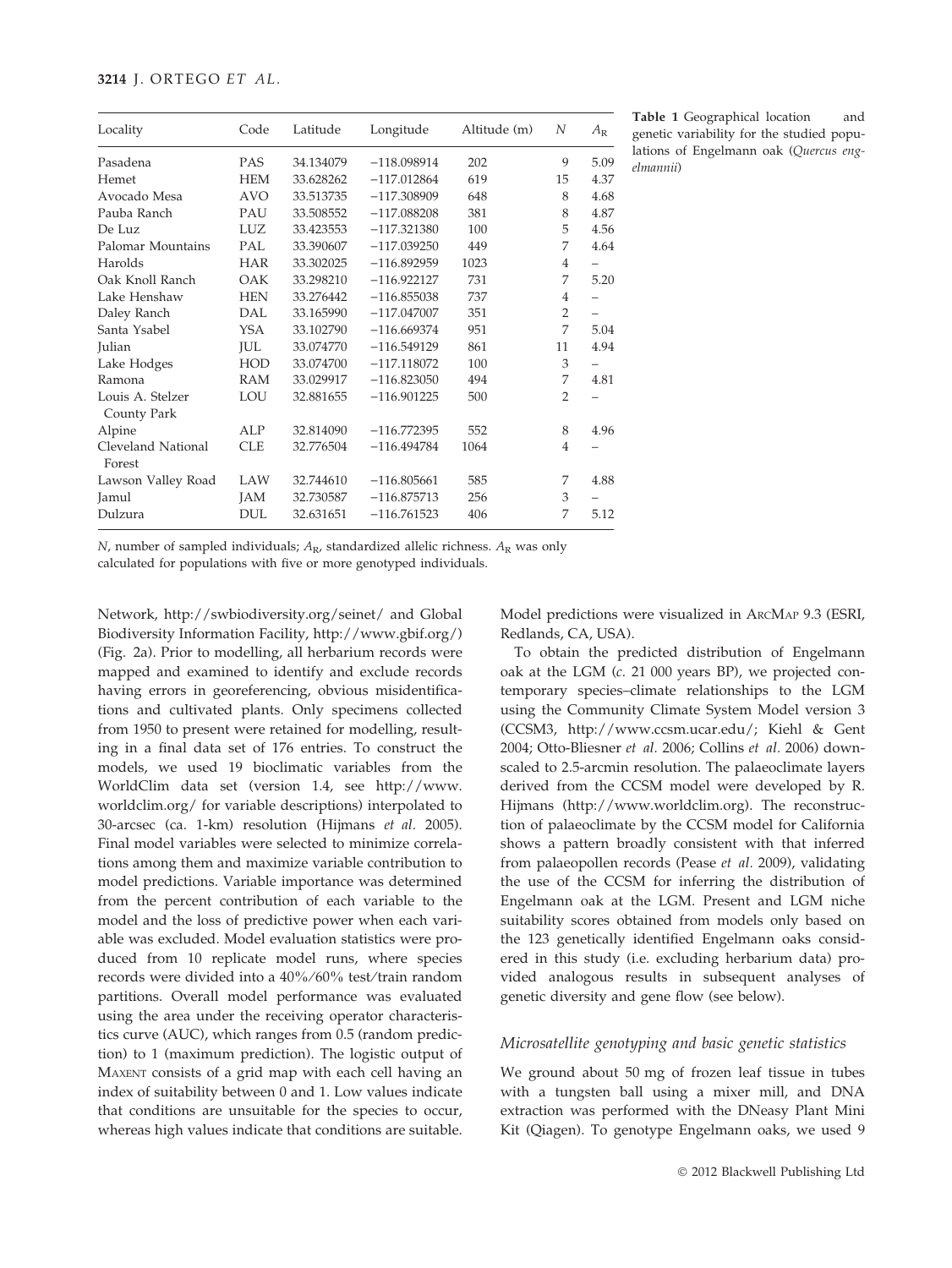| Locality | Code | Latitude | Longitude | Altitude (m) | $N$ | $A_R$ |
|---|---|---|---|---|---|---|
| Pasadena | PAS | 34.134079 | −118.098914 | 202 | 9 | 5.09 |
| Hemet | HEM | 33.628262 | −117.012864 | 619 | 15 | 4.37 |
| Avocado Mesa | AVO | 33.513735 | −117.308909 | 648 | 8 | 4.68 |
| Pauba Ranch | PAU | 33.508552 | −117.088208 | 381 | 8 | 4.87 |
| De Luz | LUZ | 33.423553 | −117.321380 | 100 | 5 | 4.56 |
| Palomar Mountains | PAL | 33.390607 | −117.039250 | 449 | 7 | 4.64 |
| Harolds | HAR | 33.302025 | −116.892959 | 1023 | 4 | – |
| Oak Knoll Ranch | OAK | 33.298210 | −116.922127 | 731 | 7 | 5.20 |
| Lake Henshaw | HEN | 33.276442 | −116.855038 | 737 | 4 | – |
| Daley Ranch | DAL | 33.165990 | −117.047007 | 351 | 2 | – |
| Santa Ysabel | YSA | 33.102790 | −116.669374 | 951 | 7 | 5.04 |
| Julian | JUL | 33.074770 | −116.549129 | 861 | 11 | 4.94 |
| Lake Hodges | HOD | 33.074700 | −117.118072 | 100 | 3 | – |
| Ramona | RAM | 33.029917 | −116.823050 | 494 | 7 | 4.81 |
| Louis A. Stelzer County Park | LOU | 32.881655 | −116.901225 | 500 | 2 | – |
| Alpine | ALP | 32.814090 | −116.772395 | 552 | 8 | 4.96 |
| Cleveland National Forest | CLE | 32.776504 | −116.494784 | 1064 | 4 | – |
| Lawson Valley Road | LAW | 32.744610 | −116.805661 | 585 | 7 | 4.88 |
| Jamul | JAM | 32.730587 | −116.875713 | 256 | 3 | – |
| Dulzura | DUL | 32.631651 | −116.761523 | 406 | 7 | 5.12 |

$N$, number of sampled individuals; $A_R$, standardized allelic richness. $A_R$ was only calculated for populations with five or more genotyped individuals.

**Table 1** Geographical location and genetic variability for the studied populations of Engelmann oak (*Quercus engelmannii*)

Network, http://swbiodiversity.org/seinet/ and Global Biodiversity Information Facility, http://www.gbif.org/) (Fig. 2a). Prior to modelling, all herbarium records were mapped and examined to identify and exclude records having errors in georeferencing, obvious misidentifications and cultivated plants. Only specimens collected from 1950 to present were retained for modelling, resulting in a final data set of 176 entries. To construct the models, we used 19 bioclimatic variables from the WorldClim data set (version 1.4, see http://www.worldclim.org/ for variable descriptions) interpolated to 30-arcsec (ca. 1-km) resolution (Hijmans *et al.* 2005). Final model variables were selected to minimize correlations among them and maximize variable contribution to model predictions. Variable importance was determined from the percent contribution of each variable to the model and the loss of predictive power when each variable was excluded. Model evaluation statistics were produced from 10 replicate model runs, where species records were divided into a 40%/60% test/train random partitions. Overall model performance was evaluated using the area under the receiving operator characteristics curve (AUC), which ranges from 0.5 (random prediction) to 1 (maximum prediction). The logistic output of MAXENT consists of a grid map with each cell having an index of suitability between 0 and 1. Low values indicate that conditions are unsuitable for the species to occur, whereas high values indicate that conditions are suitable. Model predictions were visualized in ARCMAP 9.3 (ESRI, Redlands, CA, USA).

To obtain the predicted distribution of Engelmann oak at the LGM (*c.* 21 000 years BP), we projected contemporary species–climate relationships to the LGM using the Community Climate System Model version 3 (CCSM3, http://www.ccsm.ucar.edu/; Kiehl & Gent 2004; Otto-Bliesner *et al.* 2006; Collins *et al.* 2006) downscaled to 2.5-arcmin resolution. The palaeoclimate layers derived from the CCSM model were developed by R. Hijmans (http://www.worldclim.org). The reconstruction of palaeoclimate by the CCSM model for California shows a pattern broadly consistent with that inferred from palaeopollen records (Pease *et al.* 2009), validating the use of the CCSM for inferring the distribution of Engelmann oak at the LGM. Present and LGM niche suitability scores obtained from models only based on the 123 genetically identified Engelmann oaks considered in this study (i.e. excluding herbarium data) provided analogous results in subsequent analyses of genetic diversity and gene flow (see below).

### *Microsatellite genotyping and basic genetic statistics*

We ground about 50 mg of frozen leaf tissue in tubes with a tungsten ball using a mixer mill, and DNA extraction was performed with the DNeasy Plant Mini Kit (Qiagen). To genotype Engelmann oaks, we used 9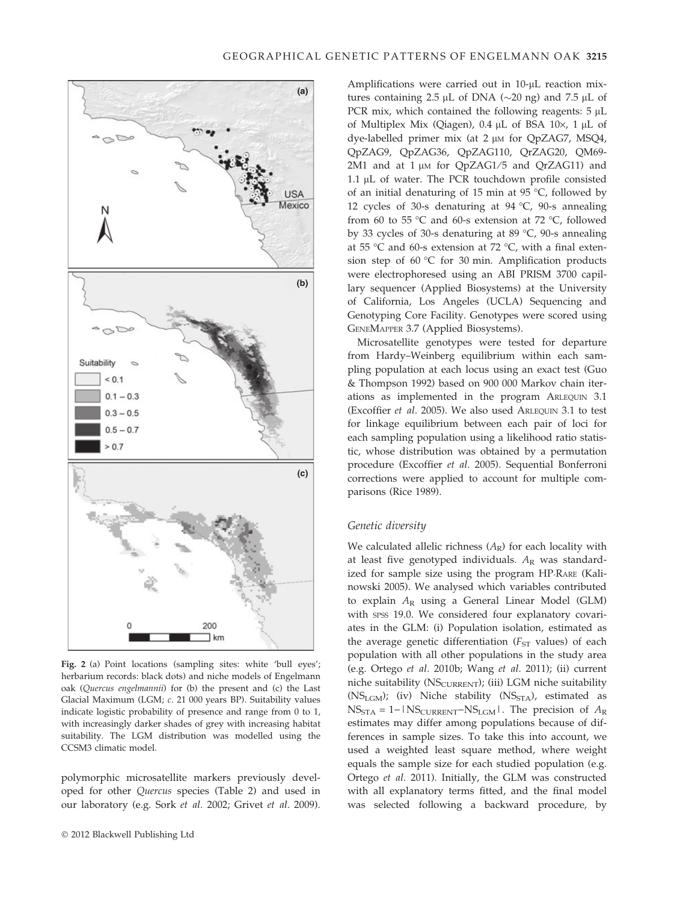Fig. 2 (a) Point locations (sampling sites: white 'bull eyes'; herbarium records: black dots) and niche models of Engelmann oak (*Quercus engelmannii*) for (b) the present and (c) the Last Glacial Maximum (LGM; *c.* 21 000 years BP). Suitability values indicate logistic probability of presence and range from 0 to 1, with increasingly darker shades of grey with increasing habitat suitability. The LGM distribution was modelled using the CCSM3 climatic model.

polymorphic microsatellite markers previously developed for other *Quercus* species (Table 2) and used in our laboratory (e.g. Sork *et al.* 2002; Grivet *et al.* 2009). Amplifications were carried out in 10-μL reaction mixtures containing 2.5 μL of DNA (~20 ng) and 7.5 μL of PCR mix, which contained the following reagents: 5 μL of Multiplex Mix (Qiagen), 0.4 μL of BSA 10×, 1 μL of dye-labelled primer mix (at 2 μM for QpZAG7, MSQ4, QpZAG9, QpZAG36, QpZAG110, QrZAG20, QM69-2M1 and at 1 μM for QpZAG1/5 and QrZAG11) and 1.1 μL of water. The PCR touchdown profile consisted of an initial denaturing of 15 min at 95 °C, followed by 12 cycles of 30-s denaturing at 94 °C, 90-s annealing from 60 to 55 °C and 60-s extension at 72 °C, followed by 33 cycles of 30-s denaturing at 89 °C, 90-s annealing at 55 °C and 60-s extension at 72 °C, with a final extension step of 60 °C for 30 min. Amplification products were electrophoresed using an ABI PRISM 3700 capillary sequencer (Applied Biosystems) at the University of California, Los Angeles (UCLA) Sequencing and Genotyping Core Facility. Genotypes were scored using GeneMapper 3.7 (Applied Biosystems).

Microsatellite genotypes were tested for departure from Hardy–Weinberg equilibrium within each sampling population at each locus using an exact test (Guo & Thompson 1992) based on 900 000 Markov chain iterations as implemented in the program Arlequin 3.1 (Excoffier *et al.* 2005). We also used Arlequin 3.1 to test for linkage equilibrium between each pair of loci for each sampling population using a likelihood ratio statistic, whose distribution was obtained by a permutation procedure (Excoffier *et al.* 2005). Sequential Bonferroni corrections were applied to account for multiple comparisons (Rice 1989).

### *Genetic diversity*

We calculated allelic richness ($A_R$) for each locality with at least five genotyped individuals. $A_R$ was standardized for sample size using the program HP-Rare (Kalinowski 2005). We analysed which variables contributed to explain $A_R$ using a General Linear Model (GLM) with spss 19.0. We considered four explanatory covariates in the GLM: (i) Population isolation, estimated as the average genetic differentiation ($F_{ST}$ values) of each population with all other populations in the study area (e.g. Ortego *et al.* 2010b; Wang *et al.* 2011); (ii) current niche suitability ($NS_{CURRENT}$); (iii) LGM niche suitability ($NS_{LGM}$); (iv) Niche stability ($NS_{STA}$), estimated as $NS_{STA} = 1-|NS_{CURRENT}-NS_{LGM}|$. The precision of $A_R$ estimates may differ among populations because of differences in sample sizes. To take this into account, we used a weighted least square method, where weight equals the sample size for each studied population (e.g. Ortego *et al.* 2011). Initially, the GLM was constructed with all explanatory terms fitted, and the final model was selected following a backward procedure, by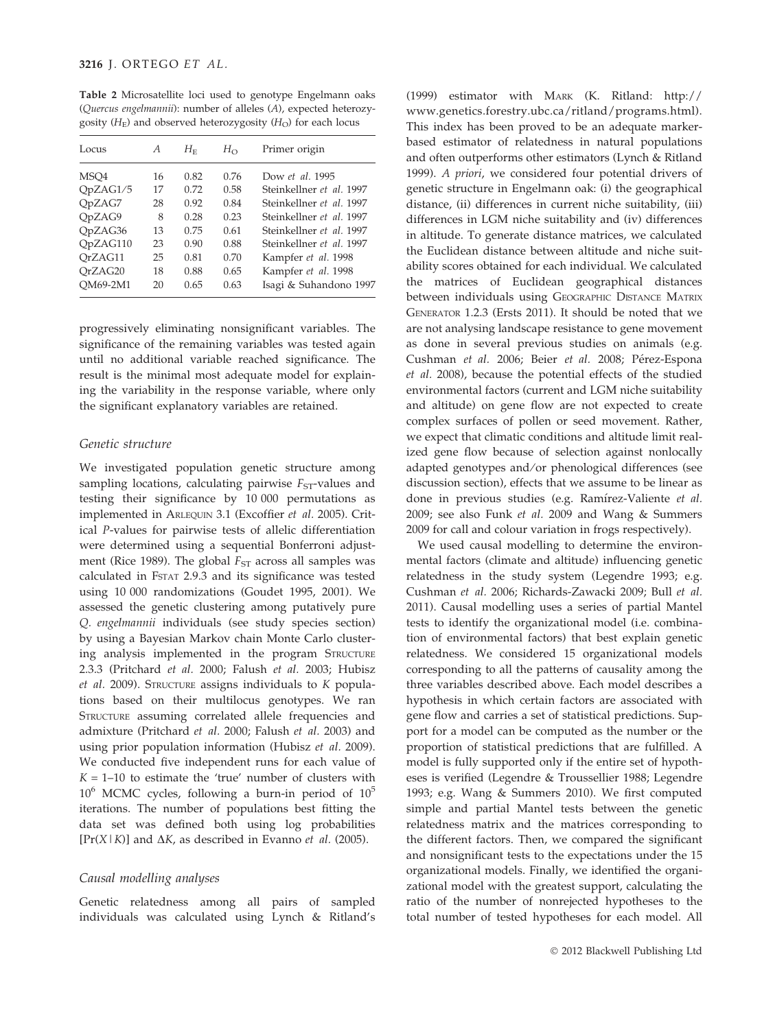**Table 2** Microsatellite loci used to genotype Engelmann oaks (*Quercus engelmannii*): number of alleles (*A*), expected heterozygosity ($H_E$) and observed heterozygosity ($H_O$) for each locus

| Locus | *A* | $H_E$ | $H_O$ | Primer origin |
|---|---|---|---|---|
| MSQ4 | 16 | 0.82 | 0.76 | Dow *et al.* 1995 |
| QpZAG1/5 | 17 | 0.72 | 0.58 | Steinkellner *et al.* 1997 |
| QpZAG7 | 28 | 0.92 | 0.84 | Steinkellner *et al.* 1997 |
| QpZAG9 | 8 | 0.28 | 0.23 | Steinkellner *et al.* 1997 |
| QpZAG36 | 13 | 0.75 | 0.61 | Steinkellner *et al.* 1997 |
| QpZAG110 | 23 | 0.90 | 0.88 | Steinkellner *et al.* 1997 |
| QrZAG11 | 25 | 0.81 | 0.70 | Kampfer *et al.* 1998 |
| QrZAG20 | 18 | 0.88 | 0.65 | Kampfer *et al.* 1998 |
| QM69-2M1 | 20 | 0.65 | 0.63 | Isagi & Suhandono 1997 |

progressively eliminating nonsignificant variables. The significance of the remaining variables was tested again until no additional variable reached significance. The result is the minimal most adequate model for explaining the variability in the response variable, where only the significant explanatory variables are retained.

### Genetic structure

We investigated population genetic structure among sampling locations, calculating pairwise $F_{ST}$-values and testing their significance by 10 000 permutations as implemented in ARLEQUIN 3.1 (Excoffier *et al.* 2005). Critical *P*-values for pairwise tests of allelic differentiation were determined using a sequential Bonferroni adjustment (Rice 1989). The global $F_{ST}$ across all samples was calculated in FSTAT 2.9.3 and its significance was tested using 10 000 randomizations (Goudet 1995, 2001). We assessed the genetic clustering among putatively pure *Q. engelmannii* individuals (see study species section) by using a Bayesian Markov chain Monte Carlo clustering analysis implemented in the program STRUCTURE 2.3.3 (Pritchard *et al.* 2000; Falush *et al.* 2003; Hubisz *et al.* 2009). STRUCTURE assigns individuals to *K* populations based on their multilocus genotypes. We ran STRUCTURE assuming correlated allele frequencies and admixture (Pritchard *et al.* 2000; Falush *et al.* 2003) and using prior population information (Hubisz *et al.* 2009). We conducted five independent runs for each value of $K = 1$–10 to estimate the 'true' number of clusters with $10^6$ MCMC cycles, following a burn-in period of $10^5$ iterations. The number of populations best fitting the data set was defined both using log probabilities [$\Pr(X|K)$] and $\Delta K$, as described in Evanno *et al.* (2005).

### Causal modelling analyses

Genetic relatedness among all pairs of sampled individuals was calculated using Lynch & Ritland's (1999) estimator with MARK (K. Ritland: http://www.genetics.forestry.ubc.ca/ritland/programs.html). This index has been proved to be an adequate marker-based estimator of relatedness in natural populations and often outperforms other estimators (Lynch & Ritland 1999). *A priori*, we considered four potential drivers of genetic structure in Engelmann oak: (i) the geographical distance, (ii) differences in current niche suitability, (iii) differences in LGM niche suitability and (iv) differences in altitude. To generate distance matrices, we calculated the Euclidean distance between altitude and niche suitability scores obtained for each individual. We calculated the matrices of Euclidean geographical distances between individuals using GEOGRAPHIC DISTANCE MATRIX GENERATOR 1.2.3 (Ersts 2011). It should be noted that we are not analysing landscape resistance to gene movement as done in several previous studies on animals (e.g. Cushman *et al.* 2006; Beier *et al.* 2008; Pérez-Espona *et al.* 2008), because the potential effects of the studied environmental factors (current and LGM niche suitability and altitude) on gene flow are not expected to create complex surfaces of pollen or seed movement. Rather, we expect that climatic conditions and altitude limit realized gene flow because of selection against nonlocally adapted genotypes and/or phenological differences (see discussion section), effects that we assume to be linear as done in previous studies (e.g. Ramírez-Valiente *et al.* 2009; see also Funk *et al.* 2009 and Wang & Summers 2009 for call and colour variation in frogs respectively).

We used causal modelling to determine the environmental factors (climate and altitude) influencing genetic relatedness in the study system (Legendre 1993; e.g. Cushman *et al.* 2006; Richards-Zawacki 2009; Bull *et al.* 2011). Causal modelling uses a series of partial Mantel tests to identify the organizational model (i.e. combination of environmental factors) that best explain genetic relatedness. We considered 15 organizational models corresponding to all the patterns of causality among the three variables described above. Each model describes a hypothesis in which certain factors are associated with gene flow and carries a set of statistical predictions. Support for a model can be computed as the number or the proportion of statistical predictions that are fulfilled. A model is fully supported only if the entire set of hypotheses is verified (Legendre & Troussellier 1988; Legendre 1993; e.g. Wang & Summers 2010). We first computed simple and partial Mantel tests between the genetic relatedness matrix and the matrices corresponding to the different factors. Then, we compared the significant and nonsignificant tests to the expectations under the 15 organizational models. Finally, we identified the organizational model with the greatest support, calculating the ratio of the number of nonrejected hypotheses to the total number of tested hypotheses for each model. All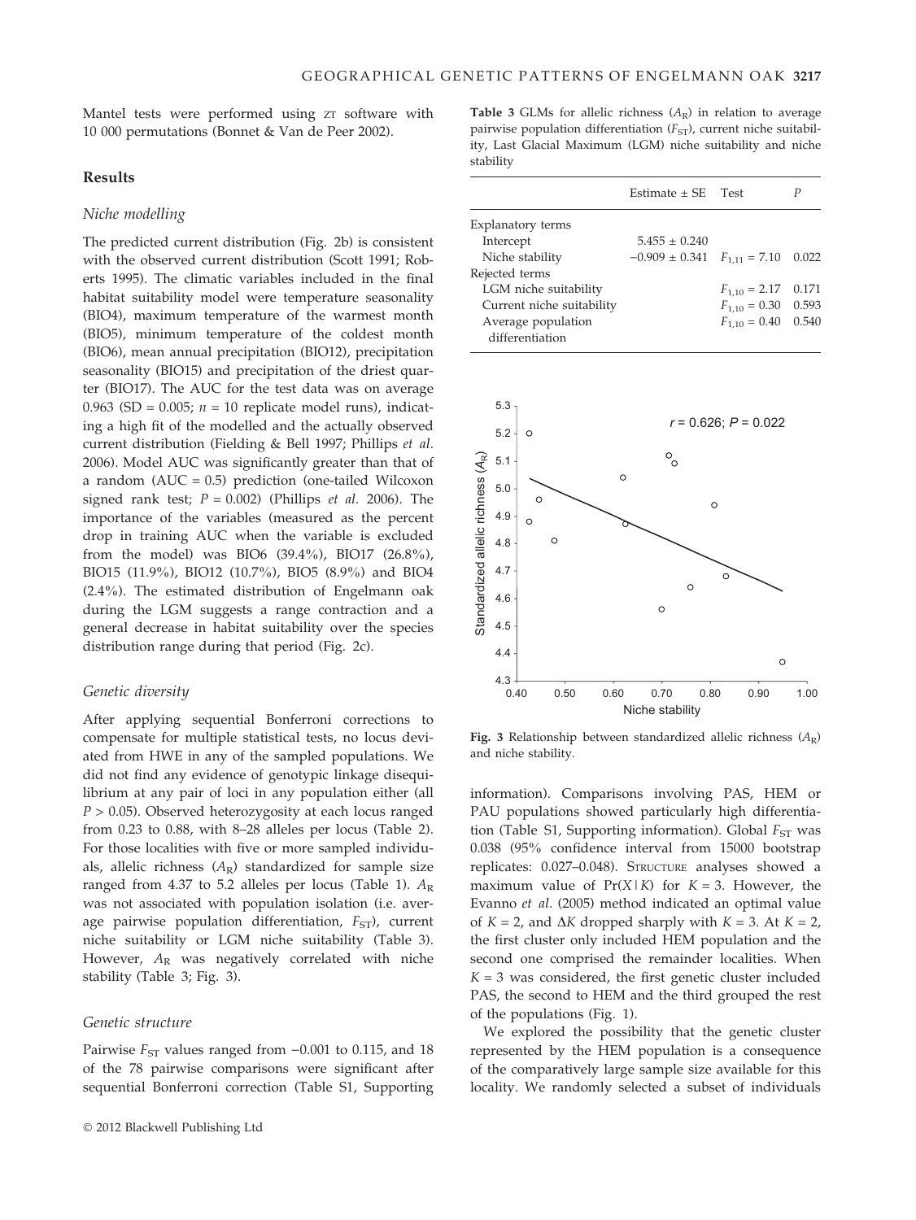Mantel tests were performed using ZT software with 10 000 permutations (Bonnet & Van de Peer 2002).

## Results

### Niche modelling

The predicted current distribution (Fig. 2b) is consistent with the observed current distribution (Scott 1991; Roberts 1995). The climatic variables included in the final habitat suitability model were temperature seasonality (BIO4), maximum temperature of the warmest month (BIO5), minimum temperature of the coldest month (BIO6), mean annual precipitation (BIO12), precipitation seasonality (BIO15) and precipitation of the driest quarter (BIO17). The AUC for the test data was on average 0.963 (SD = 0.005; $n$ = 10 replicate model runs), indicating a high fit of the modelled and the actually observed current distribution (Fielding & Bell 1997; Phillips *et al.* 2006). Model AUC was significantly greater than that of a random (AUC = 0.5) prediction (one-tailed Wilcoxon signed rank test; $P = 0.002$) (Phillips *et al.* 2006). The importance of the variables (measured as the percent drop in training AUC when the variable is excluded from the model) was BIO6 (39.4%), BIO17 (26.8%), BIO15 (11.9%), BIO12 (10.7%), BIO5 (8.9%) and BIO4 (2.4%). The estimated distribution of Engelmann oak during the LGM suggests a range contraction and a general decrease in habitat suitability over the species distribution range during that period (Fig. 2c).

### Genetic diversity

After applying sequential Bonferroni corrections to compensate for multiple statistical tests, no locus deviated from HWE in any of the sampled populations. We did not find any evidence of genotypic linkage disequilibrium at any pair of loci in any population either (all $P > 0.05$). Observed heterozygosity at each locus ranged from 0.23 to 0.88, with 8–28 alleles per locus (Table 2). For those localities with five or more sampled individuals, allelic richness ($A_R$) standardized for sample size ranged from 4.37 to 5.2 alleles per locus (Table 1). $A_R$ was not associated with population isolation (i.e. average pairwise population differentiation, $F_{ST}$), current niche suitability or LGM niche suitability (Table 3). However, $A_R$ was negatively correlated with niche stability (Table 3; Fig. 3).

### Genetic structure

Pairwise $F_{ST}$ values ranged from −0.001 to 0.115, and 18 of the 78 pairwise comparisons were significant after sequential Bonferroni correction (Table S1, Supporting information). Comparisons involving PAS, HEM or PAU populations showed particularly high differentiation (Table S1, Supporting information). Global $F_{ST}$ was 0.038 (95% confidence interval from 15000 bootstrap replicates: 0.027–0.048). STRUCTURE analyses showed a maximum value of $\Pr(X|K)$ for $K = 3$. However, the Evanno *et al.* (2005) method indicated an optimal value of $K = 2$, and $\Delta K$ dropped sharply with $K = 3$. At $K = 2$, the first cluster only included HEM population and the second one comprised the remainder localities. When $K = 3$ was considered, the first genetic cluster included PAS, the second to HEM and the third grouped the rest of the populations (Fig. 1).

We explored the possibility that the genetic cluster represented by the HEM population is a consequence of the comparatively large sample size available for this locality. We randomly selected a subset of individuals

**Table 3** GLMs for allelic richness ($A_R$) in relation to average pairwise population differentiation ($F_{ST}$), current niche suitability, Last Glacial Maximum (LGM) niche suitability and niche stability

| | Estimate ± SE | Test | $P$ |
|---|---|---|---|
| Explanatory terms | | | |
| Intercept | 5.455 ± 0.240 | | |
| Niche stability | −0.909 ± 0.341 | $F_{1,11} = 7.10$ | 0.022 |
| Rejected terms | | | |
| LGM niche suitability | | $F_{1,10} = 2.17$ | 0.171 |
| Current niche suitability | | $F_{1,10} = 0.30$ | 0.593 |
| Average population differentiation | | $F_{1,10} = 0.40$ | 0.540 |

**Fig. 3** Relationship between standardized allelic richness ($A_R$) and niche stability.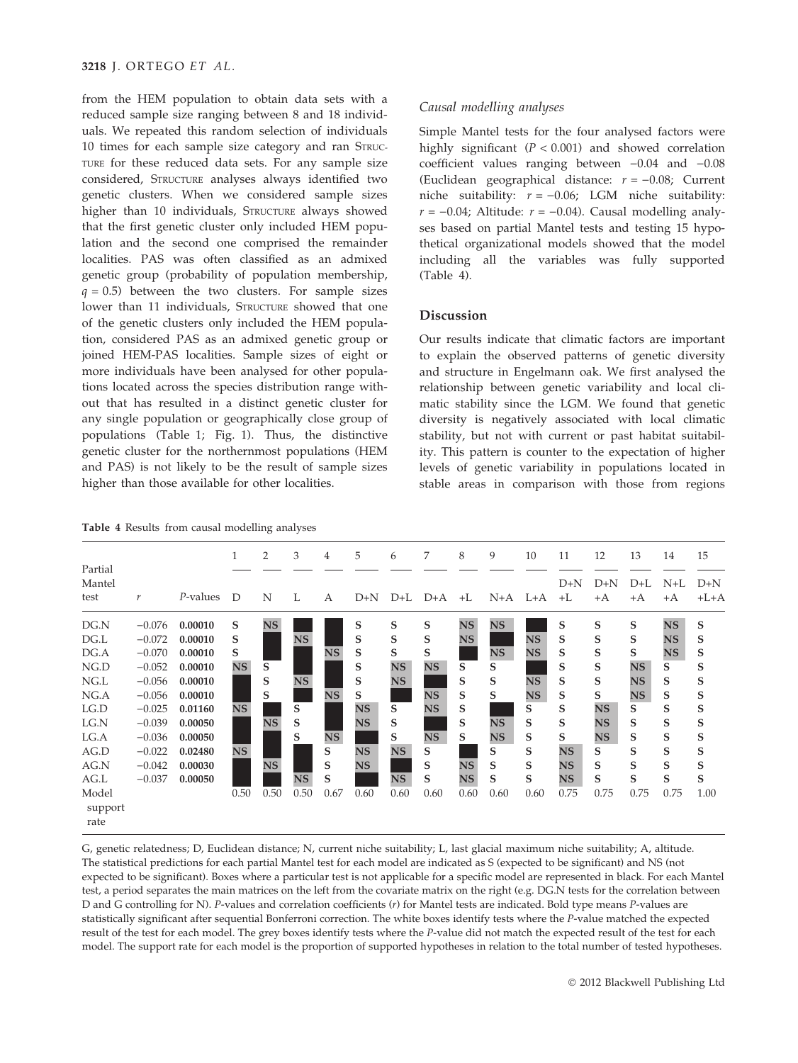from the HEM population to obtain data sets with a reduced sample size ranging between 8 and 18 individuals. We repeated this random selection of individuals 10 times for each sample size category and ran STRUCTURE for these reduced data sets. For any sample size considered, STRUCTURE analyses always identified two genetic clusters. When we considered sample sizes higher than 10 individuals, STRUCTURE always showed that the first genetic cluster only included HEM population and the second one comprised the remainder localities. PAS was often classified as an admixed genetic group (probability of population membership, $q = 0.5$) between the two clusters. For sample sizes lower than 11 individuals, STRUCTURE showed that one of the genetic clusters only included the HEM population, considered PAS as an admixed genetic group or joined HEM-PAS localities. Sample sizes of eight or more individuals have been analysed for other populations located across the species distribution range without that has resulted in a distinct genetic cluster for any single population or geographically close group of populations (Table 1; Fig. 1). Thus, the distinctive genetic cluster for the northernmost populations (HEM and PAS) is not likely to be the result of sample sizes higher than those available for other localities.

### *Causal modelling analyses*

Simple Mantel tests for the four analysed factors were highly significant ($P < 0.001$) and showed correlation coefficient values ranging between −0.04 and −0.08 (Euclidean geographical distance: $r = -0.08$; Current niche suitability: $r = -0.06$; LGM niche suitability: $r = -0.04$; Altitude: $r = -0.04$). Causal modelling analyses based on partial Mantel tests and testing 15 hypothetical organizational models showed that the model including all the variables was fully supported (Table 4).

## Discussion

Our results indicate that climatic factors are important to explain the observed patterns of genetic diversity and structure in Engelmann oak. We first analysed the relationship between genetic variability and local climatic stability since the LGM. We found that genetic diversity is negatively associated with local climatic stability, but not with current or past habitat suitability. This pattern is counter to the expectation of higher levels of genetic variability in populations located in stable areas in comparison with those from regions

**Table 4** Results from causal modelling analyses

| Partial Mantel test | $r$ | $P$-values | 1 | 2 | 3 | 4 | 5 | 6 | 7 | 8 | 9 | 10 | 11 | 12 | 13 | 14 | 15 |
|---|---|---|---|---|---|---|---|---|---|---|---|---|---|---|---|---|---|
| | | | D | N | L | A | D+N | D+L | D+A | +L | N+A | L+A | D+N +L | D+N +A | D+L +A | N+L +A | D+N +L+A |
| DG.N | −0.076 | **0.00010** | S | NS | | | S | S | S | NS | NS | | S | S | S | NS | S |
| DG.L | −0.072 | **0.00010** | S | | NS | | S | S | S | NS | | NS | S | S | S | NS | S |
| DG.A | −0.070 | **0.00010** | S | | | NS | S | S | S | | NS | NS | S | S | S | NS | S |
| NG.D | −0.052 | **0.00010** | NS | S | | | S | NS | NS | S | S | | S | S | NS | S | S |
| NG.L | −0.056 | **0.00010** | | S | NS | | S | NS | | S | S | NS | S | S | NS | S | S |
| NG.A | −0.056 | **0.00010** | | S | | NS | S | | NS | S | S | NS | S | S | NS | S | S |
| LG.D | −0.025 | **0.01160** | NS | | S | | NS | S | NS | S | | S | S | NS | S | S | S |
| LG.N | −0.039 | **0.00050** | | NS | S | | NS | S | | S | NS | S | S | NS | S | S | S |
| LG.A | −0.036 | **0.00050** | | | S | NS | | S | NS | S | NS | S | S | NS | S | S | S |
| AG.D | −0.022 | **0.02480** | NS | | | S | NS | NS | S | | S | S | NS | S | S | S | S |
| AG.N | −0.042 | **0.00030** | | NS | | S | NS | | S | NS | S | S | NS | S | S | S | S |
| AG.L | −0.037 | **0.00050** | | | NS | S | | NS | S | NS | S | S | NS | S | S | S | S |
| Model support rate | | | 0.50 | 0.50 | 0.50 | 0.67 | 0.60 | 0.60 | 0.60 | 0.60 | 0.60 | 0.60 | 0.75 | 0.75 | 0.75 | 0.75 | 1.00 |

G, genetic relatedness; D, Euclidean distance; N, current niche suitability; L, last glacial maximum niche suitability; A, altitude. The statistical predictions for each partial Mantel test for each model are indicated as S (expected to be significant) and NS (not expected to be significant). Boxes where a particular test is not applicable for a specific model are represented in black. For each Mantel test, a period separates the main matrices on the left from the covariate matrix on the right (e.g. DG.N tests for the correlation between D and G controlling for N). $P$-values and correlation coefficients ($r$) for Mantel tests are indicated. Bold type means $P$-values are statistically significant after sequential Bonferroni correction. The white boxes identify tests where the $P$-value matched the expected result of the test for each model. The grey boxes identify tests where the $P$-value did not match the expected result of the test for each model. The support rate for each model is the proportion of supported hypotheses in relation to the total number of tested hypotheses.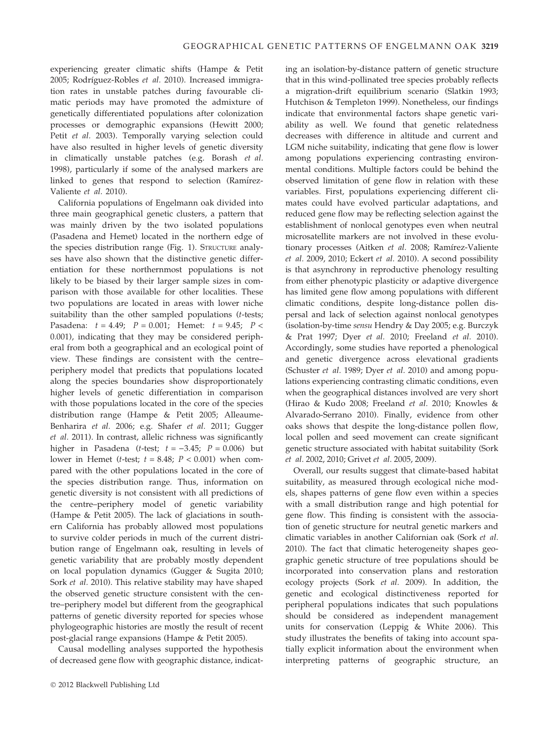experiencing greater climatic shifts (Hampe & Petit 2005; Rodríguez-Robles *et al.* 2010). Increased immigration rates in unstable patches during favourable climatic periods may have promoted the admixture of genetically differentiated populations after colonization processes or demographic expansions (Hewitt 2000; Petit *et al.* 2003). Temporally varying selection could have also resulted in higher levels of genetic diversity in climatically unstable patches (e.g. Borash *et al.* 1998), particularly if some of the analysed markers are linked to genes that respond to selection (Ramírez-Valiente *et al.* 2010).

California populations of Engelmann oak divided into three main geographical genetic clusters, a pattern that was mainly driven by the two isolated populations (Pasadena and Hemet) located in the northern edge of the species distribution range (Fig. 1). STRUCTURE analyses have also shown that the distinctive genetic differentiation for these northernmost populations is not likely to be biased by their larger sample sizes in comparison with those available for other localities. These two populations are located in areas with lower niche suitability than the other sampled populations (*t*-tests; Pasadena: $t = 4.49$; $P = 0.001$; Hemet: $t = 9.45$; $P < 0.001$), indicating that they may be considered peripheral from both a geographical and an ecological point of view. These findings are consistent with the centre–periphery model that predicts that populations located along the species boundaries show disproportionately higher levels of genetic differentiation in comparison with those populations located in the core of the species distribution range (Hampe & Petit 2005; Alleaume-Benharira *et al.* 2006; e.g. Shafer *et al.* 2011; Gugger *et al.* 2011). In contrast, allelic richness was significantly higher in Pasadena (*t*-test; $t = -3.45$; $P = 0.006$) but lower in Hemet (*t*-test; $t = 8.48$; $P < 0.001$) when compared with the other populations located in the core of the species distribution range. Thus, information on genetic diversity is not consistent with all predictions of the centre–periphery model of genetic variability (Hampe & Petit 2005). The lack of glaciations in southern California has probably allowed most populations to survive colder periods in much of the current distribution range of Engelmann oak, resulting in levels of genetic variability that are probably mostly dependent on local population dynamics (Gugger & Sugita 2010; Sork *et al.* 2010). This relative stability may have shaped the observed genetic structure consistent with the centre–periphery model but different from the geographical patterns of genetic diversity reported for species whose phylogeographic histories are mostly the result of recent post-glacial range expansions (Hampe & Petit 2005).

Causal modelling analyses supported the hypothesis of decreased gene flow with geographic distance, indicating an isolation-by-distance pattern of genetic structure that in this wind-pollinated tree species probably reflects a migration-drift equilibrium scenario (Slatkin 1993; Hutchison & Templeton 1999). Nonetheless, our findings indicate that environmental factors shape genetic variability as well. We found that genetic relatedness decreases with difference in altitude and current and LGM niche suitability, indicating that gene flow is lower among populations experiencing contrasting environmental conditions. Multiple factors could be behind the observed limitation of gene flow in relation with these variables. First, populations experiencing different climates could have evolved particular adaptations, and reduced gene flow may be reflecting selection against the establishment of nonlocal genotypes even when neutral microsatellite markers are not involved in these evolutionary processes (Aitken *et al.* 2008; Ramírez-Valiente *et al.* 2009, 2010; Eckert *et al.* 2010). A second possibility is that asynchrony in reproductive phenology resulting from either phenotypic plasticity or adaptive divergence has limited gene flow among populations with different climatic conditions, despite long-distance pollen dispersal and lack of selection against nonlocal genotypes (isolation-by-time *sensu* Hendry & Day 2005; e.g. Burczyk & Prat 1997; Dyer *et al.* 2010; Freeland *et al.* 2010). Accordingly, some studies have reported a phenological and genetic divergence across elevational gradients (Schuster *et al.* 1989; Dyer *et al.* 2010) and among populations experiencing contrasting climatic conditions, even when the geographical distances involved are very short (Hirao & Kudo 2008; Freeland *et al.* 2010; Knowles & Alvarado-Serrano 2010). Finally, evidence from other oaks shows that despite the long-distance pollen flow, local pollen and seed movement can create significant genetic structure associated with habitat suitability (Sork *et al.* 2002, 2010; Grivet *et al.* 2005, 2009).

Overall, our results suggest that climate-based habitat suitability, as measured through ecological niche models, shapes patterns of gene flow even within a species with a small distribution range and high potential for gene flow. This finding is consistent with the association of genetic structure for neutral genetic markers and climatic variables in another Californian oak (Sork *et al.* 2010). The fact that climatic heterogeneity shapes geographic genetic structure of tree populations should be incorporated into conservation plans and restoration ecology projects (Sork *et al.* 2009). In addition, the genetic and ecological distinctiveness reported for peripheral populations indicates that such populations should be considered as independent management units for conservation (Leppig & White 2006). This study illustrates the benefits of taking into account spatially explicit information about the environment when interpreting patterns of geographic structure, an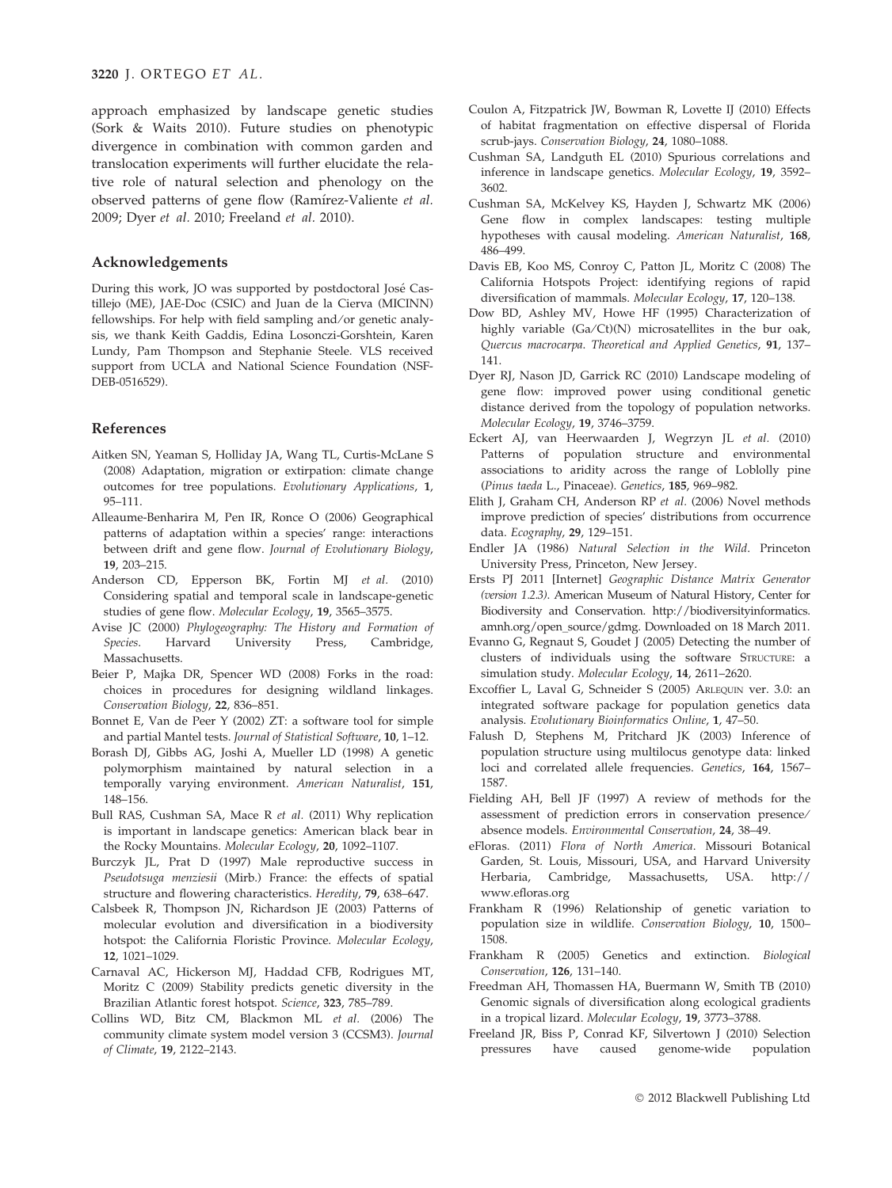approach emphasized by landscape genetic studies (Sork & Waits 2010). Future studies on phenotypic divergence in combination with common garden and translocation experiments will further elucidate the relative role of natural selection and phenology on the observed patterns of gene flow (Ramírez-Valiente *et al.* 2009; Dyer *et al.* 2010; Freeland *et al.* 2010).

## Acknowledgements

During this work, JO was supported by postdoctoral José Castillejo (ME), JAE-Doc (CSIC) and Juan de la Cierva (MICINN) fellowships. For help with field sampling and/or genetic analysis, we thank Keith Gaddis, Edina Losonczi-Gorshtein, Karen Lundy, Pam Thompson and Stephanie Steele. VLS received support from UCLA and National Science Foundation (NSF-DEB-0516529).

## References

Aitken SN, Yeaman S, Holliday JA, Wang TL, Curtis-McLane S (2008) Adaptation, migration or extirpation: climate change outcomes for tree populations. *Evolutionary Applications*, **1**, 95–111.

Alleaume-Benharira M, Pen IR, Ronce O (2006) Geographical patterns of adaptation within a species' range: interactions between drift and gene flow. *Journal of Evolutionary Biology*, **19**, 203–215.

Anderson CD, Epperson BK, Fortin MJ *et al.* (2010) Considering spatial and temporal scale in landscape-genetic studies of gene flow. *Molecular Ecology*, **19**, 3565–3575.

Avise JC (2000) *Phylogeography: The History and Formation of Species*. Harvard University Press, Cambridge, Massachusetts.

Beier P, Majka DR, Spencer WD (2008) Forks in the road: choices in procedures for designing wildland linkages. *Conservation Biology*, **22**, 836–851.

Bonnet E, Van de Peer Y (2002) ZT: a software tool for simple and partial Mantel tests. *Journal of Statistical Software*, **10**, 1–12.

Borash DJ, Gibbs AG, Joshi A, Mueller LD (1998) A genetic polymorphism maintained by natural selection in a temporally varying environment. *American Naturalist*, **151**, 148–156.

Bull RAS, Cushman SA, Mace R *et al.* (2011) Why replication is important in landscape genetics: American black bear in the Rocky Mountains. *Molecular Ecology*, **20**, 1092–1107.

Burczyk JL, Prat D (1997) Male reproductive success in *Pseudotsuga menziesii* (Mirb.) France: the effects of spatial structure and flowering characteristics. *Heredity*, **79**, 638–647.

Calsbeek R, Thompson JN, Richardson JE (2003) Patterns of molecular evolution and diversification in a biodiversity hotspot: the California Floristic Province. *Molecular Ecology*, **12**, 1021–1029.

Carnaval AC, Hickerson MJ, Haddad CFB, Rodrigues MT, Moritz C (2009) Stability predicts genetic diversity in the Brazilian Atlantic forest hotspot. *Science*, **323**, 785–789.

Collins WD, Bitz CM, Blackmon ML *et al.* (2006) The community climate system model version 3 (CCSM3). *Journal of Climate*, **19**, 2122–2143.

Coulon A, Fitzpatrick JW, Bowman R, Lovette IJ (2010) Effects of habitat fragmentation on effective dispersal of Florida scrub-jays. *Conservation Biology*, **24**, 1080–1088.

Cushman SA, Landguth EL (2010) Spurious correlations and inference in landscape genetics. *Molecular Ecology*, **19**, 3592–3602.

Cushman SA, McKelvey KS, Hayden J, Schwartz MK (2006) Gene flow in complex landscapes: testing multiple hypotheses with causal modeling. *American Naturalist*, **168**, 486–499.

Davis EB, Koo MS, Conroy C, Patton JL, Moritz C (2008) The California Hotspots Project: identifying regions of rapid diversification of mammals. *Molecular Ecology*, **17**, 120–138.

Dow BD, Ashley MV, Howe HF (1995) Characterization of highly variable (Ga/Ct)(N) microsatellites in the bur oak, *Quercus macrocarpa*. *Theoretical and Applied Genetics*, **91**, 137–141.

Dyer RJ, Nason JD, Garrick RC (2010) Landscape modeling of gene flow: improved power using conditional genetic distance derived from the topology of population networks. *Molecular Ecology*, **19**, 3746–3759.

Eckert AJ, van Heerwaarden J, Wegrzyn JL *et al.* (2010) Patterns of population structure and environmental associations to aridity across the range of Loblolly pine (*Pinus taeda* L., Pinaceae). *Genetics*, **185**, 969–982.

Elith J, Graham CH, Anderson RP *et al.* (2006) Novel methods improve prediction of species' distributions from occurrence data. *Ecography*, **29**, 129–151.

Endler JA (1986) *Natural Selection in the Wild*. Princeton University Press, Princeton, New Jersey.

Ersts PJ 2011 [Internet] *Geographic Distance Matrix Generator (version 1.2.3)*. American Museum of Natural History, Center for Biodiversity and Conservation. http://biodiversityinformatics.amnh.org/open_source/gdmg. Downloaded on 18 March 2011.

Evanno G, Regnaut S, Goudet J (2005) Detecting the number of clusters of individuals using the software STRUCTURE: a simulation study. *Molecular Ecology*, **14**, 2611–2620.

Excoffier L, Laval G, Schneider S (2005) ARLEQUIN ver. 3.0: an integrated software package for population genetics data analysis. *Evolutionary Bioinformatics Online*, **1**, 47–50.

Falush D, Stephens M, Pritchard JK (2003) Inference of population structure using multilocus genotype data: linked loci and correlated allele frequencies. *Genetics*, **164**, 1567–1587.

Fielding AH, Bell JF (1997) A review of methods for the assessment of prediction errors in conservation presence/absence models. *Environmental Conservation*, **24**, 38–49.

eFloras. (2011) *Flora of North America*. Missouri Botanical Garden, St. Louis, Missouri, USA, and Harvard University Herbaria, Cambridge, Massachusetts, USA. http://www.efloras.org

Frankham R (1996) Relationship of genetic variation to population size in wildlife. *Conservation Biology*, **10**, 1500–1508.

Frankham R (2005) Genetics and extinction. *Biological Conservation*, **126**, 131–140.

Freedman AH, Thomassen HA, Buermann W, Smith TB (2010) Genomic signals of diversification along ecological gradients in a tropical lizard. *Molecular Ecology*, **19**, 3773–3788.

Freeland JR, Biss P, Conrad KF, Silvertown J (2010) Selection pressures have caused genome-wide population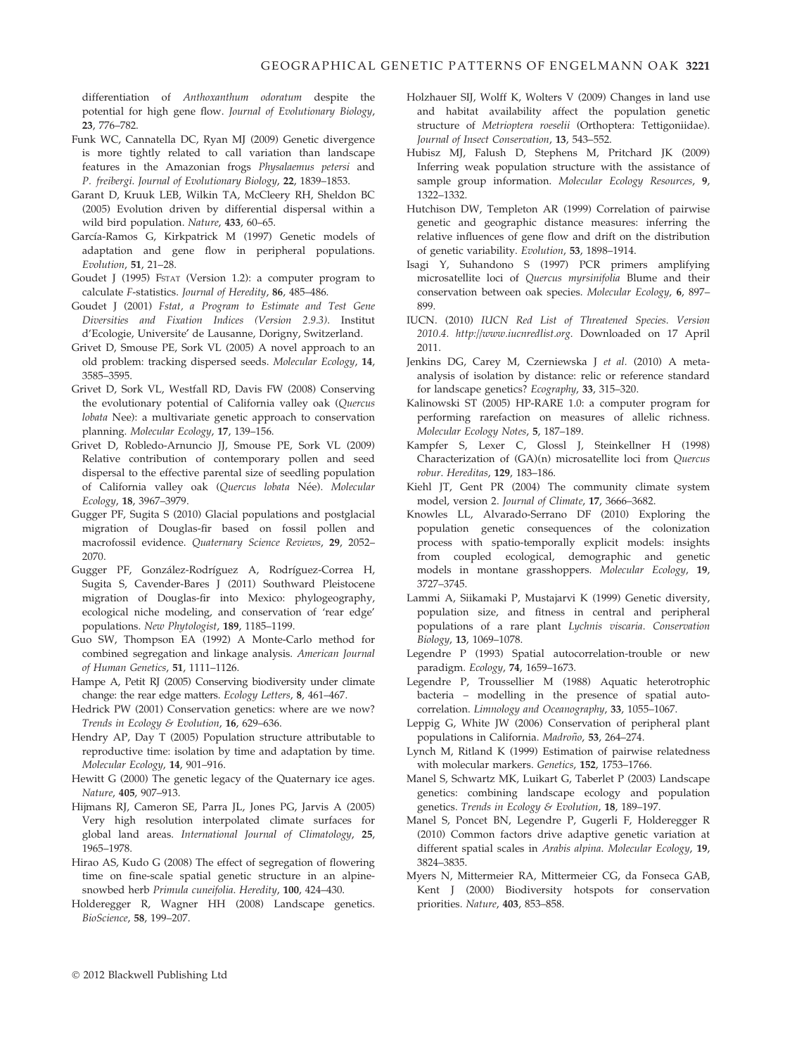differentiation of *Anthoxanthum odoratum* despite the potential for high gene flow. *Journal of Evolutionary Biology*, **23**, 776–782.

Funk WC, Cannatella DC, Ryan MJ (2009) Genetic divergence is more tightly related to call variation than landscape features in the Amazonian frogs *Physalaemus petersi* and *P. freibergi*. *Journal of Evolutionary Biology*, **22**, 1839–1853.

Garant D, Kruuk LEB, Wilkin TA, McCleery RH, Sheldon BC (2005) Evolution driven by differential dispersal within a wild bird population. *Nature*, **433**, 60–65.

García-Ramos G, Kirkpatrick M (1997) Genetic models of adaptation and gene flow in peripheral populations. *Evolution*, **51**, 21–28.

Goudet J (1995) FSTAT (Version 1.2): a computer program to calculate *F*-statistics. *Journal of Heredity*, **86**, 485–486.

Goudet J (2001) *Fstat, a Program to Estimate and Test Gene Diversities and Fixation Indices (Version 2.9.3)*. Institut d'Ecologie, Universite' de Lausanne, Dorigny, Switzerland.

Grivet D, Smouse PE, Sork VL (2005) A novel approach to an old problem: tracking dispersed seeds. *Molecular Ecology*, **14**, 3585–3595.

Grivet D, Sork VL, Westfall RD, Davis FW (2008) Conserving the evolutionary potential of California valley oak (*Quercus lobata* Nee): a multivariate genetic approach to conservation planning. *Molecular Ecology*, **17**, 139–156.

Grivet D, Robledo-Arnuncio JJ, Smouse PE, Sork VL (2009) Relative contribution of contemporary pollen and seed dispersal to the effective parental size of seedling population of California valley oak (*Quercus lobata* Née). *Molecular Ecology*, **18**, 3967–3979.

Gugger PF, Sugita S (2010) Glacial populations and postglacial migration of Douglas-fir based on fossil pollen and macrofossil evidence. *Quaternary Science Reviews*, **29**, 2052–2070.

Gugger PF, González-Rodríguez A, Rodríguez-Correa H, Sugita S, Cavender-Bares J (2011) Southward Pleistocene migration of Douglas-fir into Mexico: phylogeography, ecological niche modeling, and conservation of 'rear edge' populations. *New Phytologist*, **189**, 1185–1199.

Guo SW, Thompson EA (1992) A Monte-Carlo method for combined segregation and linkage analysis. *American Journal of Human Genetics*, **51**, 1111–1126.

Hampe A, Petit RJ (2005) Conserving biodiversity under climate change: the rear edge matters. *Ecology Letters*, **8**, 461–467.

Hedrick PW (2001) Conservation genetics: where are we now? *Trends in Ecology & Evolution*, **16**, 629–636.

Hendry AP, Day T (2005) Population structure attributable to reproductive time: isolation by time and adaptation by time. *Molecular Ecology*, **14**, 901–916.

Hewitt G (2000) The genetic legacy of the Quaternary ice ages. *Nature*, **405**, 907–913.

Hijmans RJ, Cameron SE, Parra JL, Jones PG, Jarvis A (2005) Very high resolution interpolated climate surfaces for global land areas. *International Journal of Climatology*, **25**, 1965–1978.

Hirao AS, Kudo G (2008) The effect of segregation of flowering time on fine-scale spatial genetic structure in an alpine-snowbed herb *Primula cuneifolia*. *Heredity*, **100**, 424–430.

Holderegger R, Wagner HH (2008) Landscape genetics. *BioScience*, **58**, 199–207.

Holzhauer SIJ, Wolff K, Wolters V (2009) Changes in land use and habitat availability affect the population genetic structure of *Metrioptera roeselii* (Orthoptera: Tettigoniidae). *Journal of Insect Conservation*, **13**, 543–552.

Hubisz MJ, Falush D, Stephens M, Pritchard JK (2009) Inferring weak population structure with the assistance of sample group information. *Molecular Ecology Resources*, **9**, 1322–1332.

Hutchison DW, Templeton AR (1999) Correlation of pairwise genetic and geographic distance measures: inferring the relative influences of gene flow and drift on the distribution of genetic variability. *Evolution*, **53**, 1898–1914.

Isagi Y, Suhandono S (1997) PCR primers amplifying microsatellite loci of *Quercus myrsinifolia* Blume and their conservation between oak species. *Molecular Ecology*, **6**, 897–899.

IUCN. (2010) *IUCN Red List of Threatened Species. Version 2010.4. http://www.iucnredlist.org*. Downloaded on 17 April 2011.

Jenkins DG, Carey M, Czerniewska J *et al.* (2010) A meta-analysis of isolation by distance: relic or reference standard for landscape genetics? *Ecography*, **33**, 315–320.

Kalinowski ST (2005) HP-RARE 1.0: a computer program for performing rarefaction on measures of allelic richness. *Molecular Ecology Notes*, **5**, 187–189.

Kampfer S, Lexer C, Glossl J, Steinkellner H (1998) Characterization of (GA)(n) microsatellite loci from *Quercus robur*. *Hereditas*, **129**, 183–186.

Kiehl JT, Gent PR (2004) The community climate system model, version 2. *Journal of Climate*, **17**, 3666–3682.

Knowles LL, Alvarado-Serrano DF (2010) Exploring the population genetic consequences of the colonization process with spatio-temporally explicit models: insights from coupled ecological, demographic and genetic models in montane grasshoppers. *Molecular Ecology*, **19**, 3727–3745.

Lammi A, Siikamaki P, Mustajarvi K (1999) Genetic diversity, population size, and fitness in central and peripheral populations of a rare plant *Lychnis viscaria*. *Conservation Biology*, **13**, 1069–1078.

Legendre P (1993) Spatial autocorrelation-trouble or new paradigm. *Ecology*, **74**, 1659–1673.

Legendre P, Troussellier M (1988) Aquatic heterotrophic bacteria – modelling in the presence of spatial autocorrelation. *Limnology and Oceanography*, **33**, 1055–1067.

Leppig G, White JW (2006) Conservation of peripheral plant populations in California. *Madroño*, **53**, 264–274.

Lynch M, Ritland K (1999) Estimation of pairwise relatedness with molecular markers. *Genetics*, **152**, 1753–1766.

Manel S, Schwartz MK, Luikart G, Taberlet P (2003) Landscape genetics: combining landscape ecology and population genetics. *Trends in Ecology & Evolution*, **18**, 189–197.

Manel S, Poncet BN, Legendre P, Gugerli F, Holderegger R (2010) Common factors drive adaptive genetic variation at different spatial scales in *Arabis alpina*. *Molecular Ecology*, **19**, 3824–3835.

Myers N, Mittermeier RA, Mittermeier CG, da Fonseca GAB, Kent J (2000) Biodiversity hotspots for conservation priorities. *Nature*, **403**, 853–858.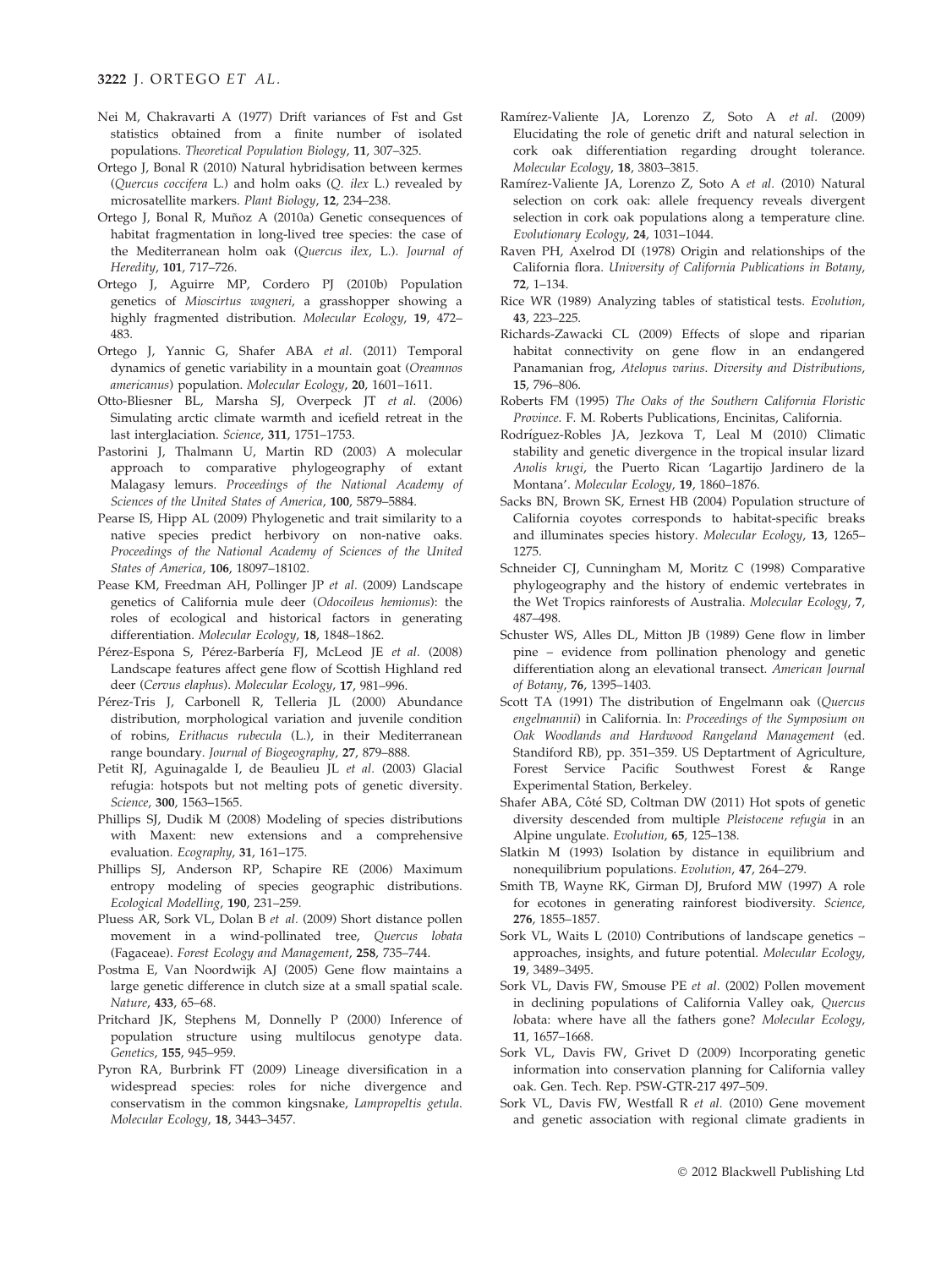Nei M, Chakravarti A (1977) Drift variances of Fst and Gst statistics obtained from a finite number of isolated populations. *Theoretical Population Biology*, **11**, 307–325.

Ortego J, Bonal R (2010) Natural hybridisation between kermes (*Quercus coccifera* L.) and holm oaks (*Q. ilex* L.) revealed by microsatellite markers. *Plant Biology*, **12**, 234–238.

Ortego J, Bonal R, Muñoz A (2010a) Genetic consequences of habitat fragmentation in long-lived tree species: the case of the Mediterranean holm oak (*Quercus ilex*, L.). *Journal of Heredity*, **101**, 717–726.

Ortego J, Aguirre MP, Cordero PJ (2010b) Population genetics of *Mioscirtus wagneri*, a grasshopper showing a highly fragmented distribution. *Molecular Ecology*, **19**, 472–483.

Ortego J, Yannic G, Shafer ABA *et al.* (2011) Temporal dynamics of genetic variability in a mountain goat (*Oreamnos americanus*) population. *Molecular Ecology*, **20**, 1601–1611.

Otto-Bliesner BL, Marsha SJ, Overpeck JT *et al.* (2006) Simulating arctic climate warmth and icefield retreat in the last interglaciation. *Science*, **311**, 1751–1753.

Pastorini J, Thalmann U, Martin RD (2003) A molecular approach to comparative phylogeography of extant Malagasy lemurs. *Proceedings of the National Academy of Sciences of the United States of America*, **100**, 5879–5884.

Pearse IS, Hipp AL (2009) Phylogenetic and trait similarity to a native species predict herbivory on non-native oaks. *Proceedings of the National Academy of Sciences of the United States of America*, **106**, 18097–18102.

Pease KM, Freedman AH, Pollinger JP *et al.* (2009) Landscape genetics of California mule deer (*Odocoileus hemionus*): the roles of ecological and historical factors in generating differentiation. *Molecular Ecology*, **18**, 1848–1862.

Pérez-Espona S, Pérez-Barbería FJ, McLeod JE *et al.* (2008) Landscape features affect gene flow of Scottish Highland red deer (*Cervus elaphus*). *Molecular Ecology*, **17**, 981–996.

Pérez-Tris J, Carbonell R, Telleria JL (2000) Abundance distribution, morphological variation and juvenile condition of robins, *Erithacus rubecula* (L.), in their Mediterranean range boundary. *Journal of Biogeography*, **27**, 879–888.

Petit RJ, Aguinagalde I, de Beaulieu JL *et al.* (2003) Glacial refugia: hotspots but not melting pots of genetic diversity. *Science*, **300**, 1563–1565.

Phillips SJ, Dudik M (2008) Modeling of species distributions with Maxent: new extensions and a comprehensive evaluation. *Ecography*, **31**, 161–175.

Phillips SJ, Anderson RP, Schapire RE (2006) Maximum entropy modeling of species geographic distributions. *Ecological Modelling*, **190**, 231–259.

Pluess AR, Sork VL, Dolan B *et al.* (2009) Short distance pollen movement in a wind-pollinated tree, *Quercus lobata* (Fagaceae). *Forest Ecology and Management*, **258**, 735–744.

Postma E, Van Noordwijk AJ (2005) Gene flow maintains a large genetic difference in clutch size at a small spatial scale. *Nature*, **433**, 65–68.

Pritchard JK, Stephens M, Donnelly P (2000) Inference of population structure using multilocus genotype data. *Genetics*, **155**, 945–959.

Pyron RA, Burbrink FT (2009) Lineage diversification in a widespread species: roles for niche divergence and conservatism in the common kingsnake, *Lampropeltis getula*. *Molecular Ecology*, **18**, 3443–3457.

Ramírez-Valiente JA, Lorenzo Z, Soto A *et al.* (2009) Elucidating the role of genetic drift and natural selection in cork oak differentiation regarding drought tolerance. *Molecular Ecology*, **18**, 3803–3815.

Ramírez-Valiente JA, Lorenzo Z, Soto A *et al.* (2010) Natural selection on cork oak: allele frequency reveals divergent selection in cork oak populations along a temperature cline. *Evolutionary Ecology*, **24**, 1031–1044.

Raven PH, Axelrod DI (1978) Origin and relationships of the California flora. *University of California Publications in Botany*, **72**, 1–134.

Rice WR (1989) Analyzing tables of statistical tests. *Evolution*, **43**, 223–225.

Richards-Zawacki CL (2009) Effects of slope and riparian habitat connectivity on gene flow in an endangered Panamanian frog, *Atelopus varius*. *Diversity and Distributions*, **15**, 796–806.

Roberts FM (1995) *The Oaks of the Southern California Floristic Province*. F. M. Roberts Publications, Encinitas, California.

Rodríguez-Robles JA, Jezkova T, Leal M (2010) Climatic stability and genetic divergence in the tropical insular lizard *Anolis krugi*, the Puerto Rican 'Lagartijo Jardinero de la Montana'. *Molecular Ecology*, **19**, 1860–1876.

Sacks BN, Brown SK, Ernest HB (2004) Population structure of California coyotes corresponds to habitat-specific breaks and illuminates species history. *Molecular Ecology*, **13**, 1265–1275.

Schneider CJ, Cunningham M, Moritz C (1998) Comparative phylogeography and the history of endemic vertebrates in the Wet Tropics rainforests of Australia. *Molecular Ecology*, **7**, 487–498.

Schuster WS, Alles DL, Mitton JB (1989) Gene flow in limber pine – evidence from pollination phenology and genetic differentiation along an elevational transect. *American Journal of Botany*, **76**, 1395–1403.

Scott TA (1991) The distribution of Engelmann oak (*Quercus engelmannii*) in California. In: *Proceedings of the Symposium on Oak Woodlands and Hardwood Rangeland Management* (ed. Standiford RB), pp. 351–359. US Deptartment of Agriculture, Forest Service Pacific Southwest Forest & Range Experimental Station, Berkeley.

Shafer ABA, Côté SD, Coltman DW (2011) Hot spots of genetic diversity descended from multiple *Pleistocene refugia* in an Alpine ungulate. *Evolution*, **65**, 125–138.

Slatkin M (1993) Isolation by distance in equilibrium and nonequilibrium populations. *Evolution*, **47**, 264–279.

Smith TB, Wayne RK, Girman DJ, Bruford MW (1997) A role for ecotones in generating rainforest biodiversity. *Science*, **276**, 1855–1857.

Sork VL, Waits L (2010) Contributions of landscape genetics – approaches, insights, and future potential. *Molecular Ecology*, **19**, 3489–3495.

Sork VL, Davis FW, Smouse PE *et al.* (2002) Pollen movement in declining populations of California Valley oak, *Quercus lobata*: where have all the fathers gone? *Molecular Ecology*, **11**, 1657–1668.

Sork VL, Davis FW, Grivet D (2009) Incorporating genetic information into conservation planning for California valley oak. Gen. Tech. Rep. PSW-GTR-217 497–509.

Sork VL, Davis FW, Westfall R *et al.* (2010) Gene movement and genetic association with regional climate gradients in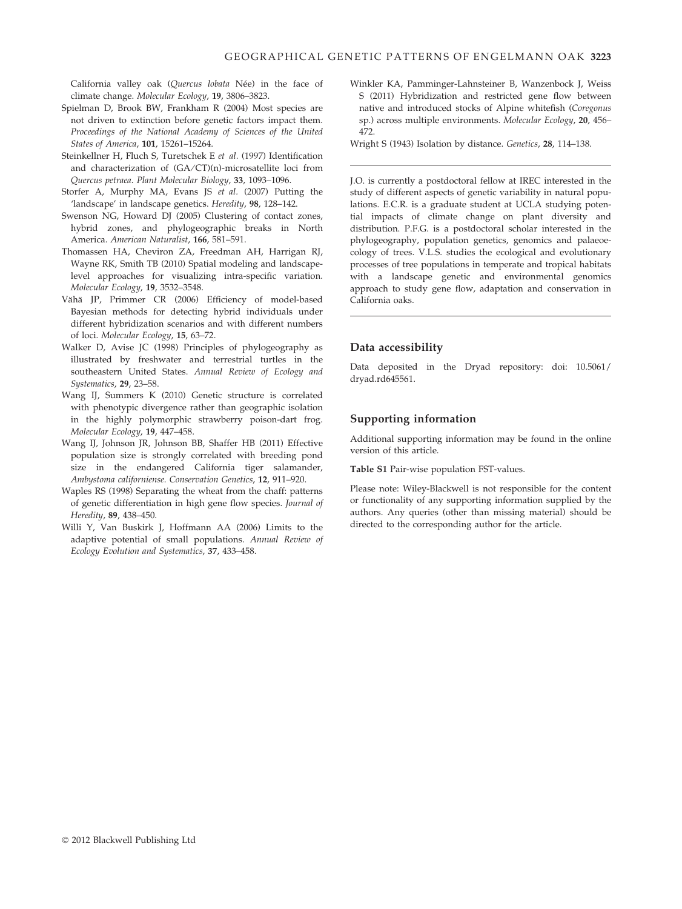California valley oak (*Quercus lobata* Née) in the face of climate change. *Molecular Ecology*, **19**, 3806–3823.

Spielman D, Brook BW, Frankham R (2004) Most species are not driven to extinction before genetic factors impact them. *Proceedings of the National Academy of Sciences of the United States of America*, **101**, 15261–15264.

Steinkellner H, Fluch S, Turetschek E *et al*. (1997) Identification and characterization of (GA/CT)(n)-microsatellite loci from *Quercus petraea*. *Plant Molecular Biology*, **33**, 1093–1096.

Storfer A, Murphy MA, Evans JS *et al*. (2007) Putting the 'landscape' in landscape genetics. *Heredity*, **98**, 128–142.

Swenson NG, Howard DJ (2005) Clustering of contact zones, hybrid zones, and phylogeographic breaks in North America. *American Naturalist*, **166**, 581–591.

Thomassen HA, Cheviron ZA, Freedman AH, Harrigan RJ, Wayne RK, Smith TB (2010) Spatial modeling and landscape-level approaches for visualizing intra-specific variation. *Molecular Ecology*, **19**, 3532–3548.

Vähä JP, Primmer CR (2006) Efficiency of model-based Bayesian methods for detecting hybrid individuals under different hybridization scenarios and with different numbers of loci. *Molecular Ecology*, **15**, 63–72.

Walker D, Avise JC (1998) Principles of phylogeography as illustrated by freshwater and terrestrial turtles in the southeastern United States. *Annual Review of Ecology and Systematics*, **29**, 23–58.

Wang IJ, Summers K (2010) Genetic structure is correlated with phenotypic divergence rather than geographic isolation in the highly polymorphic strawberry poison-dart frog. *Molecular Ecology*, **19**, 447–458.

Wang IJ, Johnson JR, Johnson BB, Shaffer HB (2011) Effective population size is strongly correlated with breeding pond size in the endangered California tiger salamander, *Ambystoma californiense*. *Conservation Genetics*, **12**, 911–920.

Waples RS (1998) Separating the wheat from the chaff: patterns of genetic differentiation in high gene flow species. *Journal of Heredity*, **89**, 438–450.

Willi Y, Van Buskirk J, Hoffmann AA (2006) Limits to the adaptive potential of small populations. *Annual Review of Ecology Evolution and Systematics*, **37**, 433–458.

Winkler KA, Pamminger-Lahnsteiner B, Wanzenbock J, Weiss S (2011) Hybridization and restricted gene flow between native and introduced stocks of Alpine whitefish (*Coregonus* sp.) across multiple environments. *Molecular Ecology*, **20**, 456–472.

Wright S (1943) Isolation by distance. *Genetics*, **28**, 114–138.

---

J.O. is currently a postdoctoral fellow at IREC interested in the study of different aspects of genetic variability in natural populations. E.C.R. is a graduate student at UCLA studying potential impacts of climate change on plant diversity and distribution. P.F.G. is a postdoctoral scholar interested in the phylogeography, population genetics, genomics and palaeoecology of trees. V.L.S. studies the ecological and evolutionary processes of tree populations in temperate and tropical habitats with a landscape genetic and environmental genomics approach to study gene flow, adaptation and conservation in California oaks.

---

## Data accessibility

Data deposited in the Dryad repository: doi: 10.5061/dryad.rd645561.

## Supporting information

Additional supporting information may be found in the online version of this article.

**Table S1** Pair-wise population FST-values.

Please note: Wiley-Blackwell is not responsible for the content or functionality of any supporting information supplied by the authors. Any queries (other than missing material) should be directed to the corresponding author for the article.